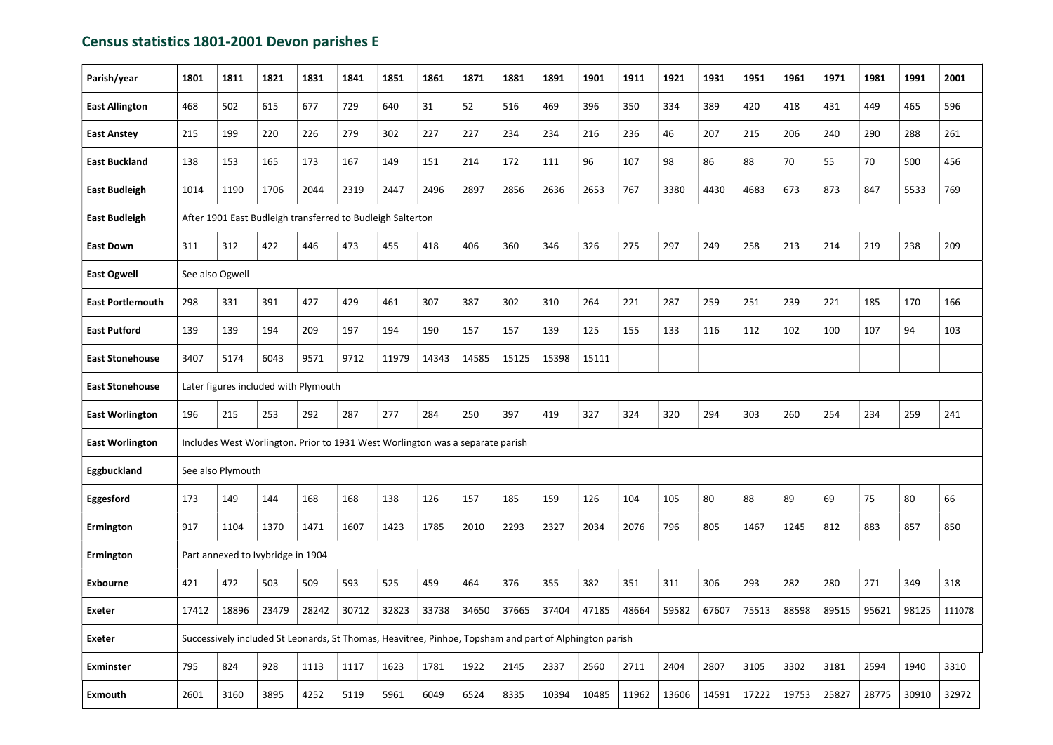## Census statistics 1801-2001 Devon parishes E

| Parish/year | 1801 | 1811 | 1821 | 1831 | 1841 | 1851 | 1861 | 1871 | 1881 | 1891 | 1901 | 1911 | 1921 | 1931 | 1951 | 1961 | 1971 | 1981 | 1991 | 2001 |
|---|---|---|---|---|---|---|---|---|---|---|---|---|---|---|---|---|---|---|---|---|
| **East Allington** | 468 | 502 | 615 | 677 | 729 | 640 | 31 | 52 | 516 | 469 | 396 | 350 | 334 | 389 | 420 | 418 | 431 | 449 | 465 | 596 |
| **East Anstey** | 215 | 199 | 220 | 226 | 279 | 302 | 227 | 227 | 234 | 234 | 216 | 236 | 46 | 207 | 215 | 206 | 240 | 290 | 288 | 261 |
| **East Buckland** | 138 | 153 | 165 | 173 | 167 | 149 | 151 | 214 | 172 | 111 | 96 | 107 | 98 | 86 | 88 | 70 | 55 | 70 | 500 | 456 |
| **East Budleigh** | 1014 | 1190 | 1706 | 2044 | 2319 | 2447 | 2496 | 2897 | 2856 | 2636 | 2653 | 767 | 3380 | 4430 | 4683 | 673 | 873 | 847 | 5533 | 769 |
| **East Budleigh** | After 1901 East Budleigh transferred to Budleigh Salterton | | | | | | | | | | | | | | | | | | | |
| **East Down** | 311 | 312 | 422 | 446 | 473 | 455 | 418 | 406 | 360 | 346 | 326 | 275 | 297 | 249 | 258 | 213 | 214 | 219 | 238 | 209 |
| **East Ogwell** | See also Ogwell | | | | | | | | | | | | | | | | | | | |
| **East Portlemouth** | 298 | 331 | 391 | 427 | 429 | 461 | 307 | 387 | 302 | 310 | 264 | 221 | 287 | 259 | 251 | 239 | 221 | 185 | 170 | 166 |
| **East Putford** | 139 | 139 | 194 | 209 | 197 | 194 | 190 | 157 | 157 | 139 | 125 | 155 | 133 | 116 | 112 | 102 | 100 | 107 | 94 | 103 |
| **East Stonehouse** | 3407 | 5174 | 6043 | 9571 | 9712 | 11979 | 14343 | 14585 | 15125 | 15398 | 15111 | | | | | | | | | |
| **East Stonehouse** | Later figures included with Plymouth | | | | | | | | | | | | | | | | | | | |
| **East Worlington** | 196 | 215 | 253 | 292 | 287 | 277 | 284 | 250 | 397 | 419 | 327 | 324 | 320 | 294 | 303 | 260 | 254 | 234 | 259 | 241 |
| **East Worlington** | Includes West Worlington. Prior to 1931 West Worlington was a separate parish | | | | | | | | | | | | | | | | | | | |
| **Eggbuckland** | See also Plymouth | | | | | | | | | | | | | | | | | | | |
| **Eggesford** | 173 | 149 | 144 | 168 | 168 | 138 | 126 | 157 | 185 | 159 | 126 | 104 | 105 | 80 | 88 | 89 | 69 | 75 | 80 | 66 |
| **Ermington** | 917 | 1104 | 1370 | 1471 | 1607 | 1423 | 1785 | 2010 | 2293 | 2327 | 2034 | 2076 | 796 | 805 | 1467 | 1245 | 812 | 883 | 857 | 850 |
| **Ermington** | Part annexed to Ivybridge in 1904 | | | | | | | | | | | | | | | | | | | |
| **Exbourne** | 421 | 472 | 503 | 509 | 593 | 525 | 459 | 464 | 376 | 355 | 382 | 351 | 311 | 306 | 293 | 282 | 280 | 271 | 349 | 318 |
| **Exeter** | 17412 | 18896 | 23479 | 28242 | 30712 | 32823 | 33738 | 34650 | 37665 | 37404 | 47185 | 48664 | 59582 | 67607 | 75513 | 88598 | 89515 | 95621 | 98125 | 111078 |
| **Exeter** | Successively included St Leonards, St Thomas, Heavitree, Pinhoe, Topsham and part of Alphington parish | | | | | | | | | | | | | | | | | | | |
| **Exminster** | 795 | 824 | 928 | 1113 | 1117 | 1623 | 1781 | 1922 | 2145 | 2337 | 2560 | 2711 | 2404 | 2807 | 3105 | 3302 | 3181 | 2594 | 1940 | 3310 |
| **Exmouth** | 2601 | 3160 | 3895 | 4252 | 5119 | 5961 | 6049 | 6524 | 8335 | 10394 | 10485 | 11962 | 13606 | 14591 | 17222 | 19753 | 25827 | 28775 | 30910 | 32972 |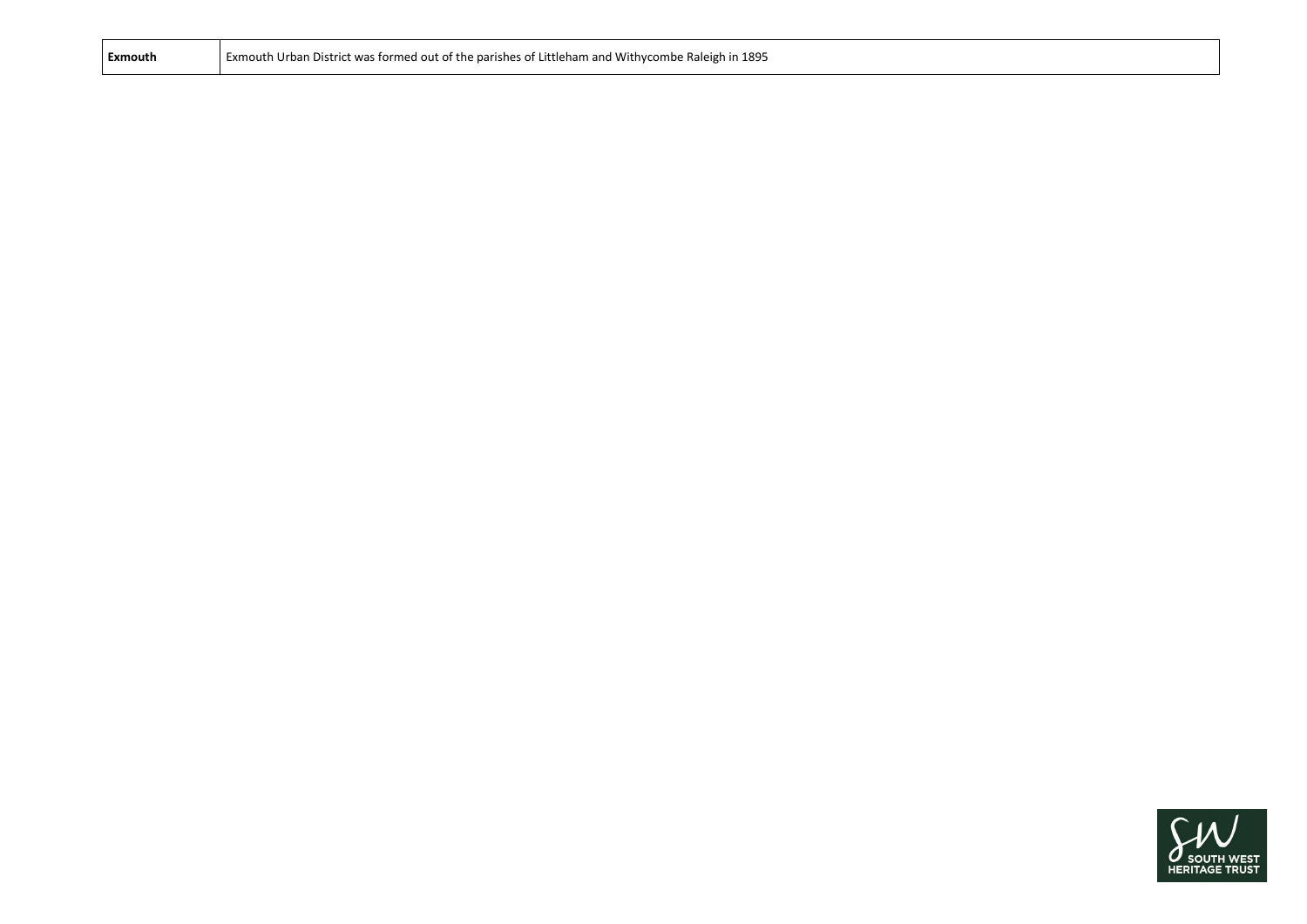| | |
|---|---|
| **Exmouth** | Exmouth Urban District was formed out of the parishes of Littleham and Withycombe Raleigh in 1895 |